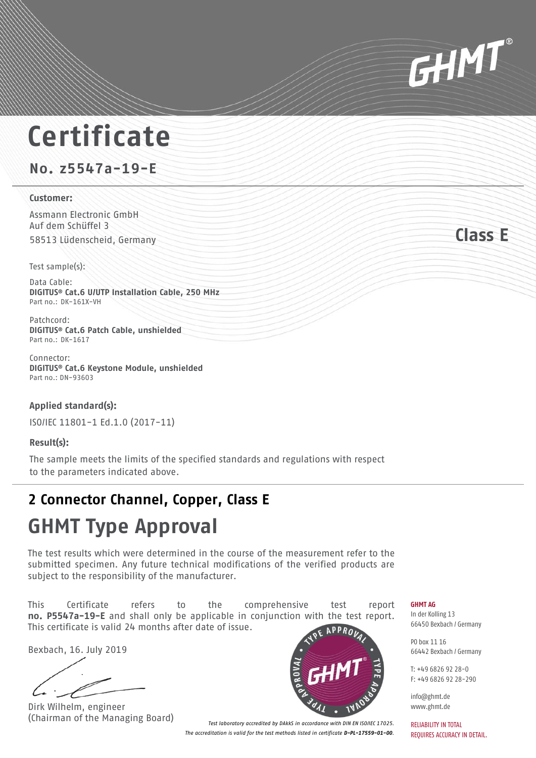GHMT®

# Certificate

## No. z5547a-19-E

**Customer:**

Assmann Electronic GmbH
Auf dem Schüffel 3
58513 Lüdenscheid, Germany

**Class E**

Test sample(s):

Data Cable:
**DIGITUS® Cat.6 U/UTP Installation Cable, 250 MHz**
Part no.: DK-161X-VH

Patchcord:
**DIGITUS® Cat.6 Patch Cable, unshielded**
Part no.: DK-1617

Connector:
**DIGITUS® Cat.6 Keystone Module, unshielded**
Part no.: DN-93603

**Applied standard(s):**

ISO/IEC 11801-1 Ed.1.0 (2017-11)

**Result(s):**

The sample meets the limits of the specified standards and regulations with respect to the parameters indicated above.

## 2 Connector Channel, Copper, Class E

# GHMT Type Approval

The test results which were determined in the course of the measurement refer to the submitted specimen. Any future technical modifications of the verified products are subject to the responsibility of the manufacturer.

This Certificate refers to the comprehensive test report **no. P5547a-19-E** and shall only be applicable in conjunction with the test report. This certificate is valid 24 months after date of issue.

Bexbach, 16. July 2019

Dirk Wilhelm, engineer
(Chairman of the Managing Board)

TYPE APPROVAL GHMT® TYPE APPROVAL

*Test laboratory accredited by DAkkS in accordance with DIN EN ISO/IEC 17025.*
*The accreditation is valid for the test methods listed in certificate **D-PL-17559-01-00**.*

**GHMT AG**
In der Kolling 13
66450 Bexbach / Germany

PO box 11 16
66442 Bexbach / Germany

T: +49 6826 92 28-0
F: +49 6826 92 28-290

info@ghmt.de
www.ghmt.de

RELIABILITY IN TOTAL
REQUIRES ACCURACY IN DETAIL.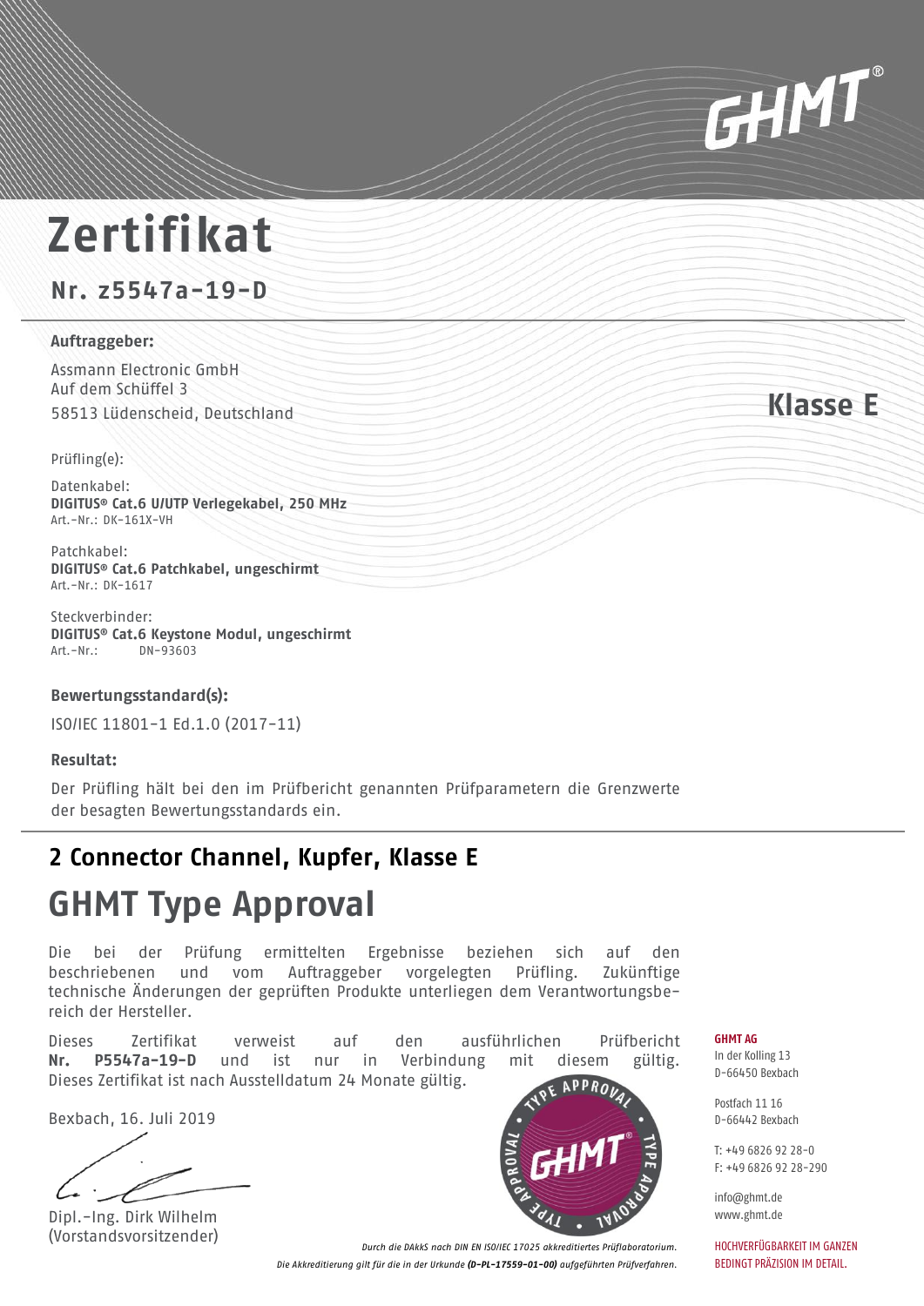GHMT®

# Zertifikat

## Nr. z5547a-19-D

**Auftraggeber:**

Assmann Electronic GmbH
Auf dem Schüffel 3
58513 Lüdenscheid, Deutschland

**Klasse E**

Prüfling(e):

Datenkabel:
**DIGITUS® Cat.6 U/UTP Verlegekabel, 250 MHz**
Art.-Nr.: DK-161X-VH

Patchkabel:
**DIGITUS® Cat.6 Patchkabel, ungeschirmt**
Art.-Nr.: DK-1617

Steckverbinder:
**DIGITUS® Cat.6 Keystone Modul, ungeschirmt**
Art.-Nr.: DN-93603

**Bewertungsstandard(s):**

ISO/IEC 11801-1 Ed.1.0 (2017-11)

**Resultat:**

Der Prüfling hält bei den im Prüfbericht genannten Prüfparametern die Grenzwerte der besagten Bewertungsstandards ein.

## 2 Connector Channel, Kupfer, Klasse E

# GHMT Type Approval

Die bei der Prüfung ermittelten Ergebnisse beziehen sich auf den beschriebenen und vom Auftraggeber vorgelegten Prüfling. Zukünftige technische Änderungen der geprüften Produkte unterliegen dem Verantwortungsbereich der Hersteller.

Dieses Zertifikat verweist auf den ausführlichen Prüfbericht **Nr. P5547a-19-D** und ist nur in Verbindung mit diesem gültig. Dieses Zertifikat ist nach Ausstelldatum 24 Monate gültig.

Bexbach, 16. Juli 2019

Dipl.-Ing. Dirk Wilhelm
(Vorstandsvorsitzender)

TYPE APPROVAL · GHMT · TYPE APPROVAL

**GHMT AG**
In der Kolling 13
D-66450 Bexbach

Postfach 11 16
D-66442 Bexbach

T: +49 6826 92 28-0
F: +49 6826 92 28-290

info@ghmt.de
www.ghmt.de

HOCHVERFÜGBARKEIT IM GANZEN
BEDINGT PRÄZISION IM DETAIL.

*Durch die DAkkS nach DIN EN ISO/IEC 17025 akkreditiertes Prüflaboratorium.*
*Die Akkreditierung gilt für die in der Urkunde **(D-PL-17559-01-00)** aufgeführten Prüfverfahren.*